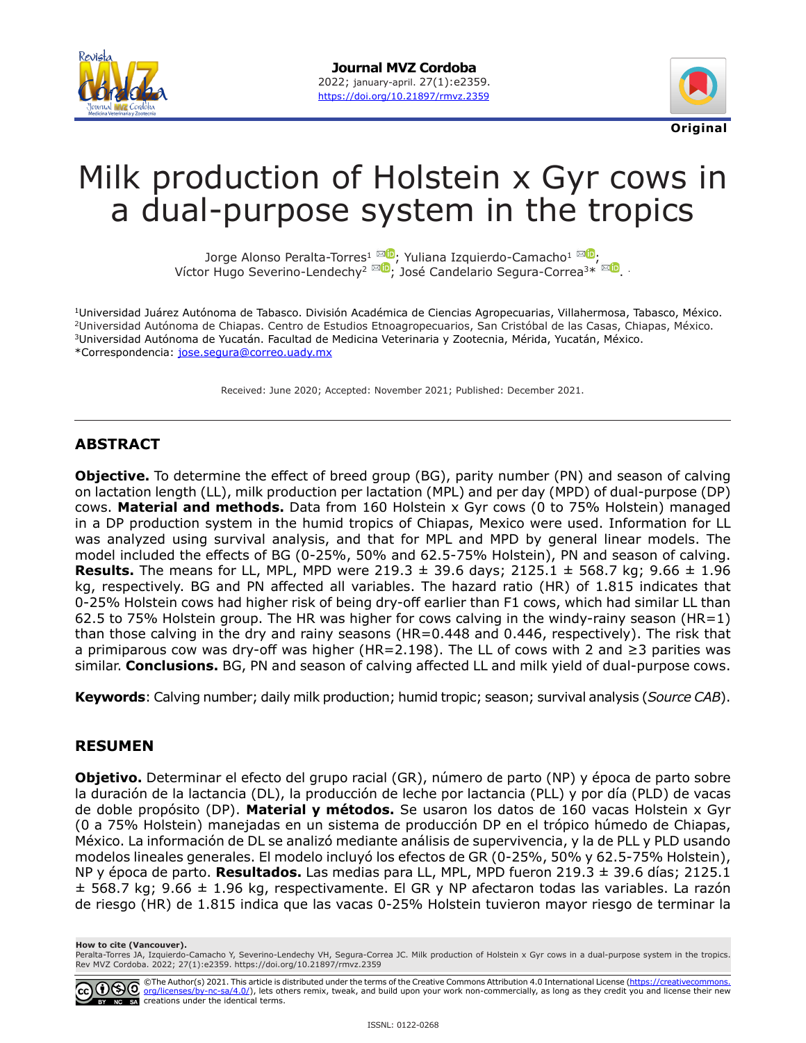**Journal MVZ Cordoba**
2022; january-april. 27(1):e2359.
https://doi.org/10.21897/rmvz.2359

**Original**

# Milk production of Holstein x Gyr cows in a dual-purpose system in the tropics

Jorge Alonso Peralta-Torres[1]; Yuliana Izquierdo-Camacho[1]; Víctor Hugo Severino-Lendechy[2]; José Candelario Segura-Correa[3]*.

[1]Universidad Juárez Autónoma de Tabasco. División Académica de Ciencias Agropecuarias, Villahermosa, Tabasco, México.
[2]Universidad Autónoma de Chiapas. Centro de Estudios Etnoagropecuarios, San Cristóbal de las Casas, Chiapas, México.
[3]Universidad Autónoma de Yucatán. Facultad de Medicina Veterinaria y Zootecnia, Mérida, Yucatán, México.
*Correspondencia: jose.segura@correo.uady.mx

Received: June 2020; Accepted: November 2021; Published: December 2021.

## ABSTRACT

**Objective.** To determine the effect of breed group (BG), parity number (PN) and season of calving on lactation length (LL), milk production per lactation (MPL) and per day (MPD) of dual-purpose (DP) cows. **Material and methods.** Data from 160 Holstein x Gyr cows (0 to 75% Holstein) managed in a DP production system in the humid tropics of Chiapas, Mexico were used. Information for LL was analyzed using survival analysis, and that for MPL and MPD by general linear models. The model included the effects of BG (0-25%, 50% and 62.5-75% Holstein), PN and season of calving. **Results.** The means for LL, MPL, MPD were 219.3 ± 39.6 days; 2125.1 ± 568.7 kg; 9.66 ± 1.96 kg, respectively. BG and PN affected all variables. The hazard ratio (HR) of 1.815 indicates that 0-25% Holstein cows had higher risk of being dry-off earlier than F1 cows, which had similar LL than 62.5 to 75% Holstein group. The HR was higher for cows calving in the windy-rainy season (HR=1) than those calving in the dry and rainy seasons (HR=0.448 and 0.446, respectively). The risk that a primiparous cow was dry-off was higher (HR=2.198). The LL of cows with 2 and ≥3 parities was similar. **Conclusions.** BG, PN and season of calving affected LL and milk yield of dual-purpose cows.

**Keywords**: Calving number; daily milk production; humid tropic; season; survival analysis (*Source CAB*).

## RESUMEN

**Objetivo.** Determinar el efecto del grupo racial (GR), número de parto (NP) y época de parto sobre la duración de la lactancia (DL), la producción de leche por lactancia (PLL) y por día (PLD) de vacas de doble propósito (DP). **Material y métodos.** Se usaron los datos de 160 vacas Holstein x Gyr (0 a 75% Holstein) manejadas en un sistema de producción DP en el trópico húmedo de Chiapas, México. La información de DL se analizó mediante análisis de supervivencia, y la de PLL y PLD usando modelos lineales generales. El modelo incluyó los efectos de GR (0-25%, 50% y 62.5-75% Holstein), NP y época de parto. **Resultados.** Las medias para LL, MPL, MPD fueron 219.3 ± 39.6 días; 2125.1 ± 568.7 kg; 9.66 ± 1.96 kg, respectivamente. El GR y NP afectaron todas las variables. La razón de riesgo (HR) de 1.815 indica que las vacas 0-25% Holstein tuvieron mayor riesgo de terminar la

**How to cite (Vancouver).**
Peralta-Torres JA, Izquierdo-Camacho Y, Severino-Lendechy VH, Segura-Correa JC. Milk production of Holstein x Gyr cows in a dual-purpose system in the tropics. Rev MVZ Cordoba. 2022; 27(1):e2359. https://doi.org/10.21897/rmvz.2359

©The Author(s) 2021. This article is distributed under the terms of the Creative Commons Attribution 4.0 International License (https://creativecommons.org/licenses/by-nc-sa/4.0/), lets others remix, tweak, and build upon your work non-commercially, as long as they credit you and license their new creations under the identical terms.

ISSNL: 0122-0268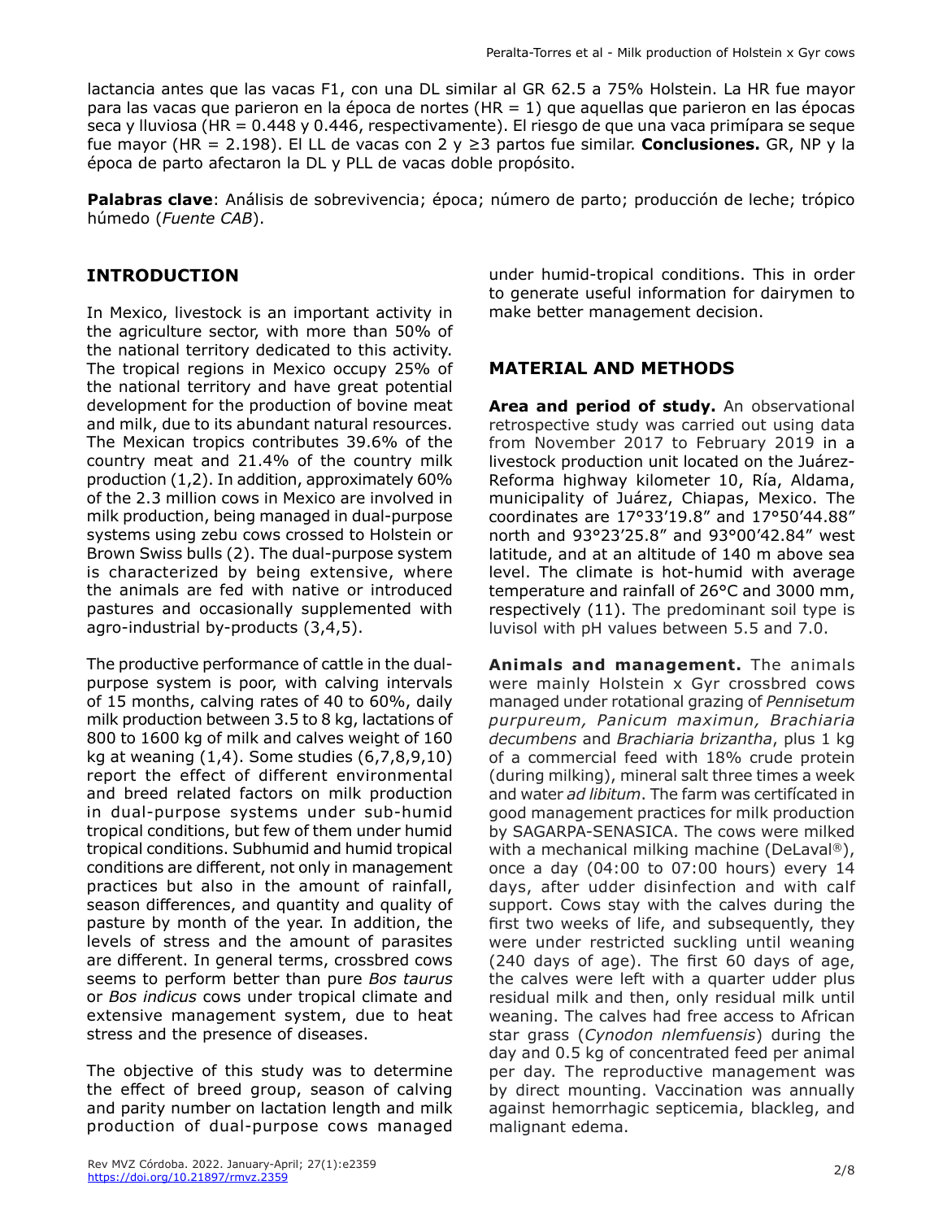lactancia antes que las vacas F1, con una DL similar al GR 62.5 a 75% Holstein. La HR fue mayor para las vacas que parieron en la época de nortes (HR = 1) que aquellas que parieron en las épocas seca y lluviosa (HR = 0.448 y 0.446, respectivamente). El riesgo de que una vaca primípara se seque fue mayor (HR = 2.198). El LL de vacas con 2 y ≥3 partos fue similar. **Conclusiones.** GR, NP y la época de parto afectaron la DL y PLL de vacas doble propósito.

**Palabras clave**: Análisis de sobrevivencia; época; número de parto; producción de leche; trópico húmedo (*Fuente CAB*).

## INTRODUCTION

In Mexico, livestock is an important activity in the agriculture sector, with more than 50% of the national territory dedicated to this activity. The tropical regions in Mexico occupy 25% of the national territory and have great potential development for the production of bovine meat and milk, due to its abundant natural resources. The Mexican tropics contributes 39.6% of the country meat and 21.4% of the country milk production (1,2). In addition, approximately 60% of the 2.3 million cows in Mexico are involved in milk production, being managed in dual-purpose systems using zebu cows crossed to Holstein or Brown Swiss bulls (2). The dual-purpose system is characterized by being extensive, where the animals are fed with native or introduced pastures and occasionally supplemented with agro-industrial by-products (3,4,5).

The productive performance of cattle in the dual-purpose system is poor, with calving intervals of 15 months, calving rates of 40 to 60%, daily milk production between 3.5 to 8 kg, lactations of 800 to 1600 kg of milk and calves weight of 160 kg at weaning (1,4). Some studies (6,7,8,9,10) report the effect of different environmental and breed related factors on milk production in dual-purpose systems under sub-humid tropical conditions, but few of them under humid tropical conditions. Subhumid and humid tropical conditions are different, not only in management practices but also in the amount of rainfall, season differences, and quantity and quality of pasture by month of the year. In addition, the levels of stress and the amount of parasites are different. In general terms, crossbred cows seems to perform better than pure *Bos taurus* or *Bos indicus* cows under tropical climate and extensive management system, due to heat stress and the presence of diseases.

The objective of this study was to determine the effect of breed group, season of calving and parity number on lactation length and milk production of dual-purpose cows managed under humid-tropical conditions. This in order to generate useful information for dairymen to make better management decision.

## MATERIAL AND METHODS

**Area and period of study.** An observational retrospective study was carried out using data from November 2017 to February 2019 in a livestock production unit located on the Juárez-Reforma highway kilometer 10, Ría, Aldama, municipality of Juárez, Chiapas, Mexico. The coordinates are 17°33'19.8" and 17°50'44.88" north and 93°23'25.8" and 93°00'42.84" west latitude, and at an altitude of 140 m above sea level. The climate is hot-humid with average temperature and rainfall of 26°C and 3000 mm, respectively (11). The predominant soil type is luvisol with pH values between 5.5 and 7.0.

**Animals and management.** The animals were mainly Holstein x Gyr crossbred cows managed under rotational grazing of *Pennisetum purpureum, Panicum maximun, Brachiaria decumbens* and *Brachiaria brizantha*, plus 1 kg of a commercial feed with 18% crude protein (during milking), mineral salt three times a week and water *ad libitum*. The farm was certifícated in good management practices for milk production by SAGARPA-SENASICA. The cows were milked with a mechanical milking machine (DeLaval®), once a day (04:00 to 07:00 hours) every 14 days, after udder disinfection and with calf support. Cows stay with the calves during the first two weeks of life, and subsequently, they were under restricted suckling until weaning (240 days of age). The first 60 days of age, the calves were left with a quarter udder plus residual milk and then, only residual milk until weaning. The calves had free access to African star grass (*Cynodon nlemfuensis*) during the day and 0.5 kg of concentrated feed per animal per day. The reproductive management was by direct mounting. Vaccination was annually against hemorrhagic septicemia, blackleg, and malignant edema.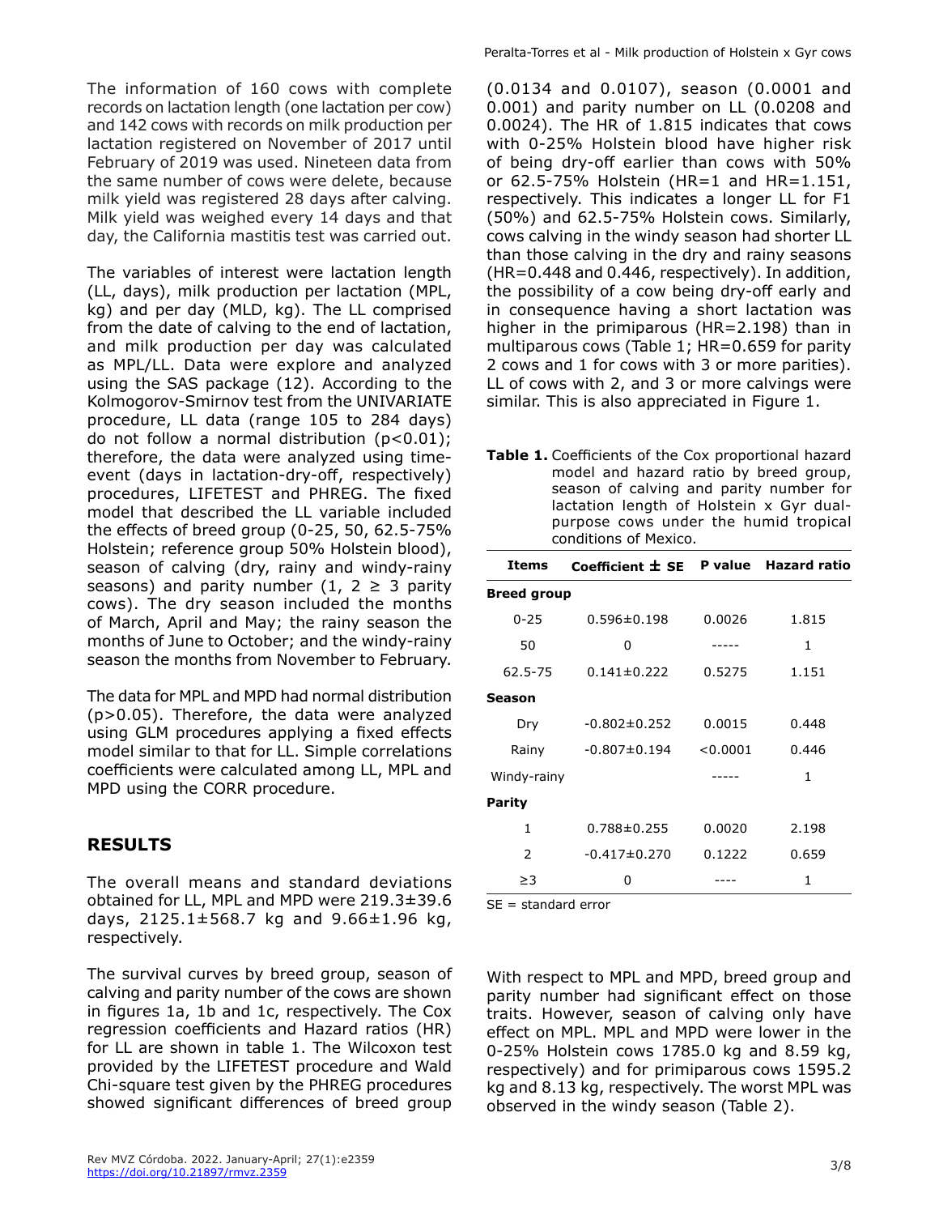The information of 160 cows with complete records on lactation length (one lactation per cow) and 142 cows with records on milk production per lactation registered on November of 2017 until February of 2019 was used. Nineteen data from the same number of cows were delete, because milk yield was registered 28 days after calving. Milk yield was weighed every 14 days and that day, the California mastitis test was carried out.

The variables of interest were lactation length (LL, days), milk production per lactation (MPL, kg) and per day (MLD, kg). The LL comprised from the date of calving to the end of lactation, and milk production per day was calculated as MPL/LL. Data were explore and analyzed using the SAS package (12). According to the Kolmogorov-Smirnov test from the UNIVARIATE procedure, LL data (range 105 to 284 days) do not follow a normal distribution ($p<0.01$); therefore, the data were analyzed using time-event (days in lactation-dry-off, respectively) procedures, LIFETEST and PHREG. The fixed model that described the LL variable included the effects of breed group (0-25, 50, 62.5-75% Holstein; reference group 50% Holstein blood), season of calving (dry, rainy and windy-rainy seasons) and parity number (1, 2 ≥ 3 parity cows). The dry season included the months of March, April and May; the rainy season the months of June to October; and the windy-rainy season the months from November to February.

The data for MPL and MPD had normal distribution ($p>0.05$). Therefore, the data were analyzed using GLM procedures applying a fixed effects model similar to that for LL. Simple correlations coefficients were calculated among LL, MPL and MPD using the CORR procedure.

## RESULTS

The overall means and standard deviations obtained for LL, MPL and MPD were 219.3±39.6 days, 2125.1±568.7 kg and 9.66±1.96 kg, respectively.

The survival curves by breed group, season of calving and parity number of the cows are shown in figures 1a, 1b and 1c, respectively. The Cox regression coefficients and Hazard ratios (HR) for LL are shown in table 1. The Wilcoxon test provided by the LIFETEST procedure and Wald Chi-square test given by the PHREG procedures showed significant differences of breed group (0.0134 and 0.0107), season (0.0001 and 0.001) and parity number on LL (0.0208 and 0.0024). The HR of 1.815 indicates that cows with 0-25% Holstein blood have higher risk of being dry-off earlier than cows with 50% or 62.5-75% Holstein (HR=1 and HR=1.151, respectively. This indicates a longer LL for F1 (50%) and 62.5-75% Holstein cows. Similarly, cows calving in the windy season had shorter LL than those calving in the dry and rainy seasons (HR=0.448 and 0.446, respectively). In addition, the possibility of a cow being dry-off early and in consequence having a short lactation was higher in the primiparous (HR=2.198) than in multiparous cows (Table 1; HR=0.659 for parity 2 cows and 1 for cows with 3 or more parities). LL of cows with 2, and 3 or more calvings were similar. This is also appreciated in Figure 1.

**Table 1.** Coefficients of the Cox proportional hazard model and hazard ratio by breed group, season of calving and parity number for lactation length of Holstein x Gyr dual-purpose cows under the humid tropical conditions of Mexico.

| Items | Coefficient ± SE | P value | Hazard ratio |
|---|---|---|---|
| **Breed group** | | | |
| 0-25 | 0.596±0.198 | 0.0026 | 1.815 |
| 50 | 0 | ----- | 1 |
| 62.5-75 | 0.141±0.222 | 0.5275 | 1.151 |
| **Season** | | | |
| Dry | -0.802±0.252 | 0.0015 | 0.448 |
| Rainy | -0.807±0.194 | <0.0001 | 0.446 |
| Windy-rainy | | ----- | 1 |
| **Parity** | | | |
| 1 | 0.788±0.255 | 0.0020 | 2.198 |
| 2 | -0.417±0.270 | 0.1222 | 0.659 |
| ≥3 | 0 | ---- | 1 |

SE = standard error

With respect to MPL and MPD, breed group and parity number had significant effect on those traits. However, season of calving only have effect on MPL. MPL and MPD were lower in the 0-25% Holstein cows 1785.0 kg and 8.59 kg, respectively) and for primiparous cows 1595.2 kg and 8.13 kg, respectively. The worst MPL was observed in the windy season (Table 2).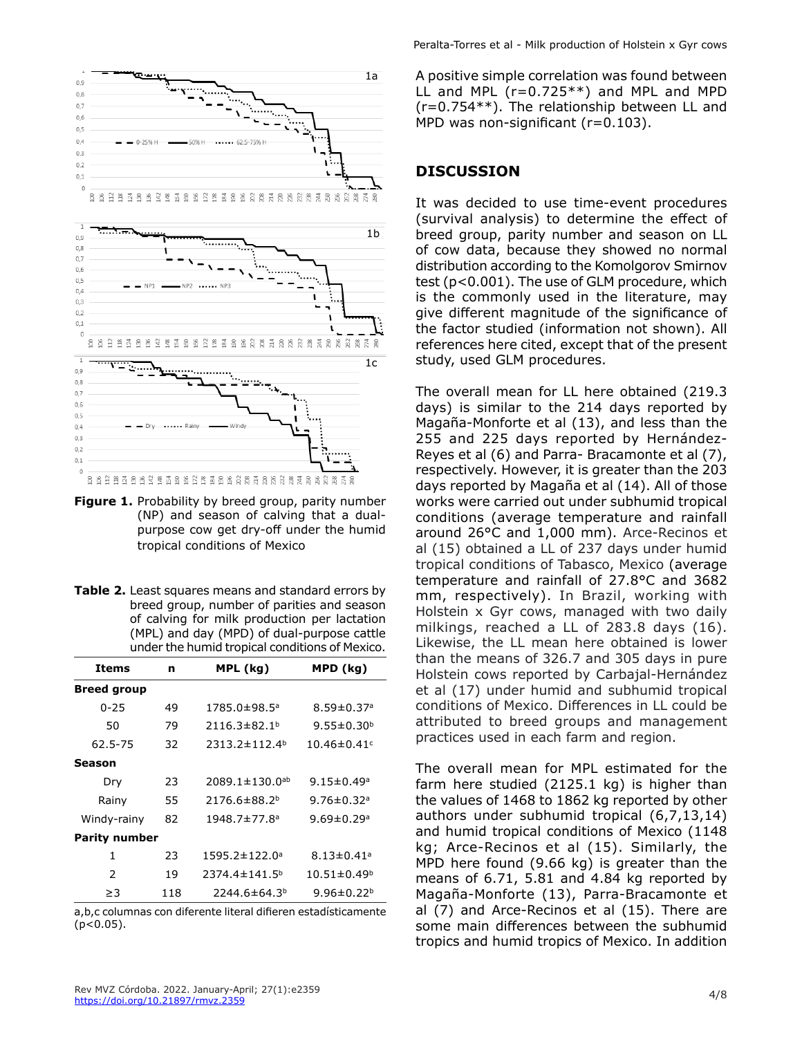**Figure 1.** Probability by breed group, parity number (NP) and season of calving that a dual-purpose cow get dry-off under the humid tropical conditions of Mexico

**Table 2.** Least squares means and standard errors by breed group, number of parities and season of calving for milk production per lactation (MPL) and day (MPD) of dual-purpose cattle under the humid tropical conditions of Mexico.

| Items | n | MPL (kg) | MPD (kg) |
|---|---|---|---|
| **Breed group** | | | |
| 0-25 | 49 | 1785.0±98.5[a] | 8.59±0.37[a] |
| 50 | 79 | 2116.3±82.1[b] | 9.55±0.30[b] |
| 62.5-75 | 32 | 2313.2±112.4[b] | 10.46±0.41[c] |
| **Season** | | | |
| Dry | 23 | 2089.1±130.0[ab] | 9.15±0.49[a] |
| Rainy | 55 | 2176.6±88.2[b] | 9.76±0.32[a] |
| Windy-rainy | 82 | 1948.7±77.8[a] | 9.69±0.29[a] |
| **Parity number** | | | |
| 1 | 23 | 1595.2±122.0[a] | 8.13±0.41[a] |
| 2 | 19 | 2374.4±141.5[b] | 10.51±0.49[b] |
| ≥3 | 118 | 2244.6±64.3[b] | 9.96±0.22[b] |

a,b,c columnas con diferente literal difieren estadísticamente ($p<0.05$).

A positive simple correlation was found between LL and MPL (r=0.725**) and MPL and MPD (r=0.754**). The relationship between LL and MPD was non-significant (r=0.103).

## DISCUSSION

It was decided to use time-event procedures (survival analysis) to determine the effect of breed group, parity number and season on LL of cow data, because they showed no normal distribution according to the Komolgorov Smirnov test ($p<0.001$). The use of GLM procedure, which is the commonly used in the literature, may give different magnitude of the significance of the factor studied (information not shown). All references here cited, except that of the present study, used GLM procedures.

The overall mean for LL here obtained (219.3 days) is similar to the 214 days reported by Magaña-Monforte et al (13), and less than the 255 and 225 days reported by Hernández-Reyes et al (6) and Parra- Bracamonte et al (7), respectively. However, it is greater than the 203 days reported by Magaña et al (14). All of those works were carried out under subhumid tropical conditions (average temperature and rainfall around 26°C and 1,000 mm). Arce-Recinos et al (15) obtained a LL of 237 days under humid tropical conditions of Tabasco, Mexico (average temperature and rainfall of 27.8°C and 3682 mm, respectively). In Brazil, working with Holstein x Gyr cows, managed with two daily milkings, reached a LL of 283.8 days (16). Likewise, the LL mean here obtained is lower than the means of 326.7 and 305 days in pure Holstein cows reported by Carbajal-Hernández et al (17) under humid and subhumid tropical conditions of Mexico. Differences in LL could be attributed to breed groups and management practices used in each farm and region.

The overall mean for MPL estimated for the farm here studied (2125.1 kg) is higher than the values of 1468 to 1862 kg reported by other authors under subhumid tropical (6,7,13,14) and humid tropical conditions of Mexico (1148 kg; Arce-Recinos et al (15). Similarly, the MPD here found (9.66 kg) is greater than the means of 6.71, 5.81 and 4.84 kg reported by Magaña-Monforte (13), Parra-Bracamonte et al (7) and Arce-Recinos et al (15). There are some main differences between the subhumid tropics and humid tropics of Mexico. In addition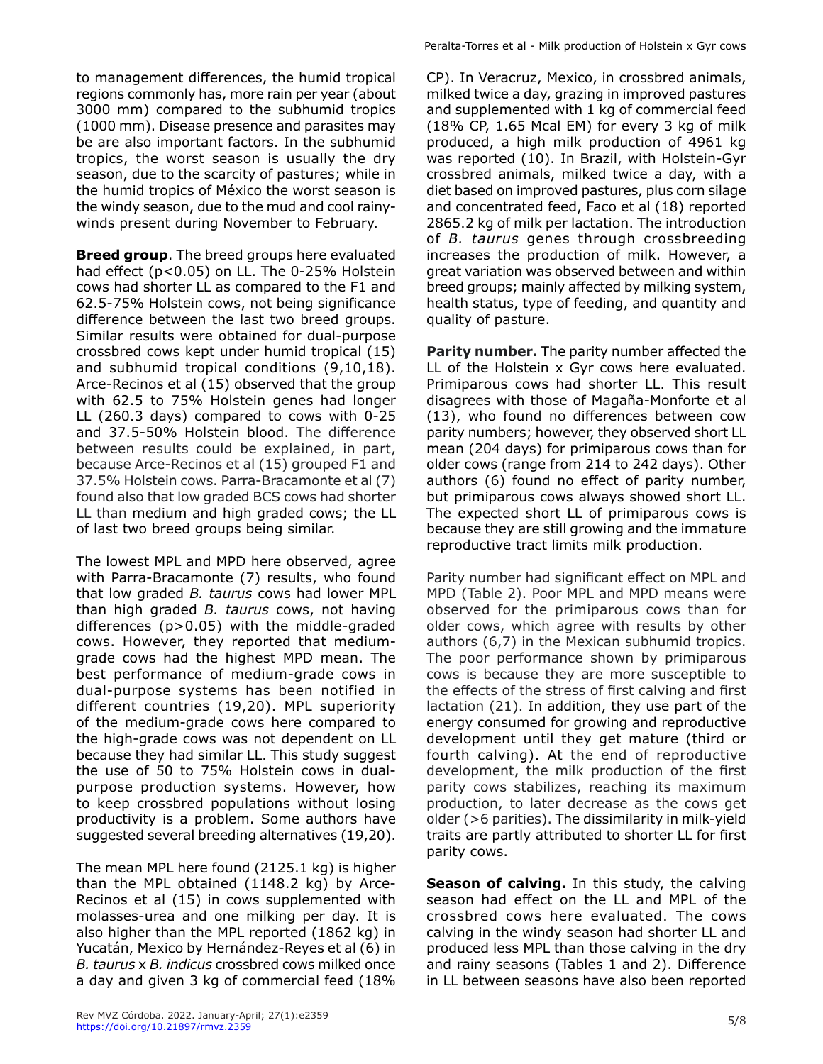to management differences, the humid tropical regions commonly has, more rain per year (about 3000 mm) compared to the subhumid tropics (1000 mm). Disease presence and parasites may be are also important factors. In the subhumid tropics, the worst season is usually the dry season, due to the scarcity of pastures; while in the humid tropics of México the worst season is the windy season, due to the mud and cool rainy-winds present during November to February.

**Breed group**. The breed groups here evaluated had effect ($p<0.05$) on LL. The 0-25% Holstein cows had shorter LL as compared to the F1 and 62.5-75% Holstein cows, not being significance difference between the last two breed groups. Similar results were obtained for dual-purpose crossbred cows kept under humid tropical (15) and subhumid tropical conditions (9,10,18). Arce-Recinos et al (15) observed that the group with 62.5 to 75% Holstein genes had longer LL (260.3 days) compared to cows with 0-25 and 37.5-50% Holstein blood. The difference between results could be explained, in part, because Arce-Recinos et al (15) grouped F1 and 37.5% Holstein cows. Parra-Bracamonte et al (7) found also that low graded BCS cows had shorter LL than medium and high graded cows; the LL of last two breed groups being similar.

The lowest MPL and MPD here observed, agree with Parra-Bracamonte (7) results, who found that low graded *B. taurus* cows had lower MPL than high graded *B. taurus* cows, not having differences ($p>0.05$) with the middle-graded cows. However, they reported that medium-grade cows had the highest MPD mean. The best performance of medium-grade cows in dual-purpose systems has been notified in different countries (19,20). MPL superiority of the medium-grade cows here compared to the high-grade cows was not dependent on LL because they had similar LL. This study suggest the use of 50 to 75% Holstein cows in dual-purpose production systems. However, how to keep crossbred populations without losing productivity is a problem. Some authors have suggested several breeding alternatives (19,20).

The mean MPL here found (2125.1 kg) is higher than the MPL obtained (1148.2 kg) by Arce-Recinos et al (15) in cows supplemented with molasses-urea and one milking per day. It is also higher than the MPL reported (1862 kg) in Yucatán, Mexico by Hernández-Reyes et al (6) in *B. taurus* x *B. indicus* crossbred cows milked once a day and given 3 kg of commercial feed (18% CP). In Veracruz, Mexico, in crossbred animals, milked twice a day, grazing in improved pastures and supplemented with 1 kg of commercial feed (18% CP, 1.65 Mcal EM) for every 3 kg of milk produced, a high milk production of 4961 kg was reported (10). In Brazil, with Holstein-Gyr crossbred animals, milked twice a day, with a diet based on improved pastures, plus corn silage and concentrated feed, Faco et al (18) reported 2865.2 kg of milk per lactation. The introduction of *B. taurus* genes through crossbreeding increases the production of milk. However, a great variation was observed between and within breed groups; mainly affected by milking system, health status, type of feeding, and quantity and quality of pasture.

**Parity number.** The parity number affected the LL of the Holstein x Gyr cows here evaluated. Primiparous cows had shorter LL. This result disagrees with those of Magaña-Monforte et al (13), who found no differences between cow parity numbers; however, they observed short LL mean (204 days) for primiparous cows than for older cows (range from 214 to 242 days). Other authors (6) found no effect of parity number, but primiparous cows always showed short LL. The expected short LL of primiparous cows is because they are still growing and the immature reproductive tract limits milk production.

Parity number had significant effect on MPL and MPD (Table 2). Poor MPL and MPD means were observed for the primiparous cows than for older cows, which agree with results by other authors (6,7) in the Mexican subhumid tropics. The poor performance shown by primiparous cows is because they are more susceptible to the effects of the stress of first calving and first lactation (21). In addition, they use part of the energy consumed for growing and reproductive development until they get mature (third or fourth calving). At the end of reproductive development, the milk production of the first parity cows stabilizes, reaching its maximum production, to later decrease as the cows get older (>6 parities). The dissimilarity in milk-yield traits are partly attributed to shorter LL for first parity cows.

**Season of calving.** In this study, the calving season had effect on the LL and MPL of the crossbred cows here evaluated. The cows calving in the windy season had shorter LL and produced less MPL than those calving in the dry and rainy seasons (Tables 1 and 2). Difference in LL between seasons have also been reported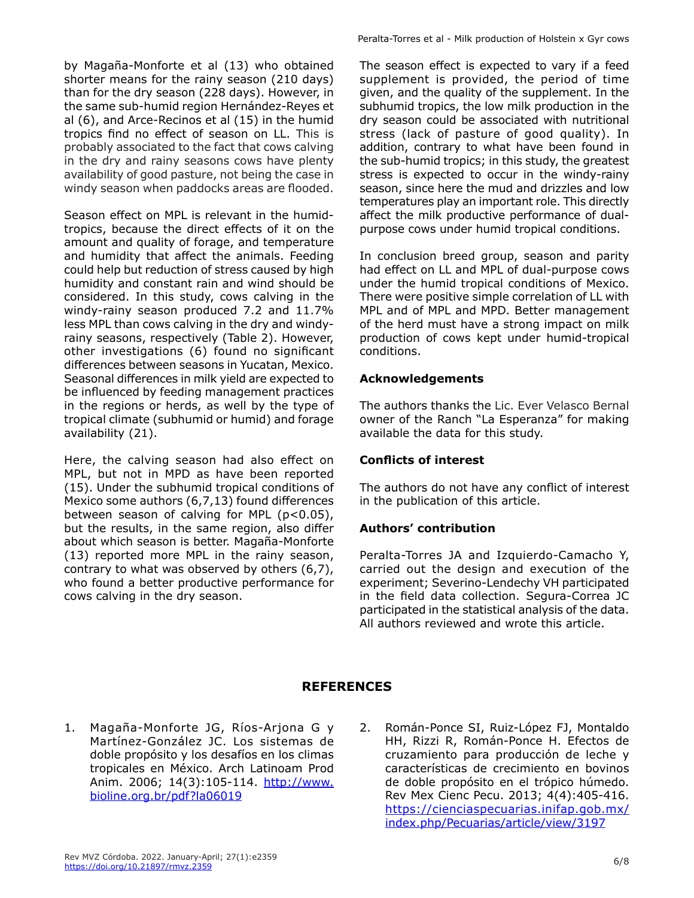by Magaña-Monforte et al (13) who obtained shorter means for the rainy season (210 days) than for the dry season (228 days). However, in the same sub-humid region Hernández-Reyes et al (6), and Arce-Recinos et al (15) in the humid tropics find no effect of season on LL. This is probably associated to the fact that cows calving in the dry and rainy seasons cows have plenty availability of good pasture, not being the case in windy season when paddocks areas are flooded.

Season effect on MPL is relevant in the humid-tropics, because the direct effects of it on the amount and quality of forage, and temperature and humidity that affect the animals. Feeding could help but reduction of stress caused by high humidity and constant rain and wind should be considered. In this study, cows calving in the windy-rainy season produced 7.2 and 11.7% less MPL than cows calving in the dry and windy-rainy seasons, respectively (Table 2). However, other investigations (6) found no significant differences between seasons in Yucatan, Mexico. Seasonal differences in milk yield are expected to be influenced by feeding management practices in the regions or herds, as well by the type of tropical climate (subhumid or humid) and forage availability (21).

Here, the calving season had also effect on MPL, but not in MPD as have been reported (15). Under the subhumid tropical conditions of Mexico some authors (6,7,13) found differences between season of calving for MPL ($p<0.05$), but the results, in the same region, also differ about which season is better. Magaña-Monforte (13) reported more MPL in the rainy season, contrary to what was observed by others (6,7), who found a better productive performance for cows calving in the dry season.

The season effect is expected to vary if a feed supplement is provided, the period of time given, and the quality of the supplement. In the subhumid tropics, the low milk production in the dry season could be associated with nutritional stress (lack of pasture of good quality). In addition, contrary to what have been found in the sub-humid tropics; in this study, the greatest stress is expected to occur in the windy-rainy season, since here the mud and drizzles and low temperatures play an important role. This directly affect the milk productive performance of dual-purpose cows under humid tropical conditions.

In conclusion breed group, season and parity had effect on LL and MPL of dual-purpose cows under the humid tropical conditions of Mexico. There were positive simple correlation of LL with MPL and of MPL and MPD. Better management of the herd must have a strong impact on milk production of cows kept under humid-tropical conditions.

### Acknowledgements

The authors thanks the Lic. Ever Velasco Bernal owner of the Ranch "La Esperanza" for making available the data for this study.

### Conflicts of interest

The authors do not have any conflict of interest in the publication of this article.

### Authors' contribution

Peralta-Torres JA and Izquierdo-Camacho Y, carried out the design and execution of the experiment; Severino-Lendechy VH participated in the field data collection. Segura-Correa JC participated in the statistical analysis of the data. All authors reviewed and wrote this article.

## REFERENCES

1. Magaña-Monforte JG, Ríos-Arjona G y Martínez-González JC. Los sistemas de doble propósito y los desafíos en los climas tropicales en México. Arch Latinoam Prod Anim. 2006; 14(3):105-114. http://www.bioline.org.br/pdf?la06019

2. Román-Ponce SI, Ruiz-López FJ, Montaldo HH, Rizzi R, Román-Ponce H. Efectos de cruzamiento para producción de leche y características de crecimiento en bovinos de doble propósito en el trópico húmedo. Rev Mex Cienc Pecu. 2013; 4(4):405-416. https://cienciaspecuarias.inifap.gob.mx/index.php/Pecuarias/article/view/3197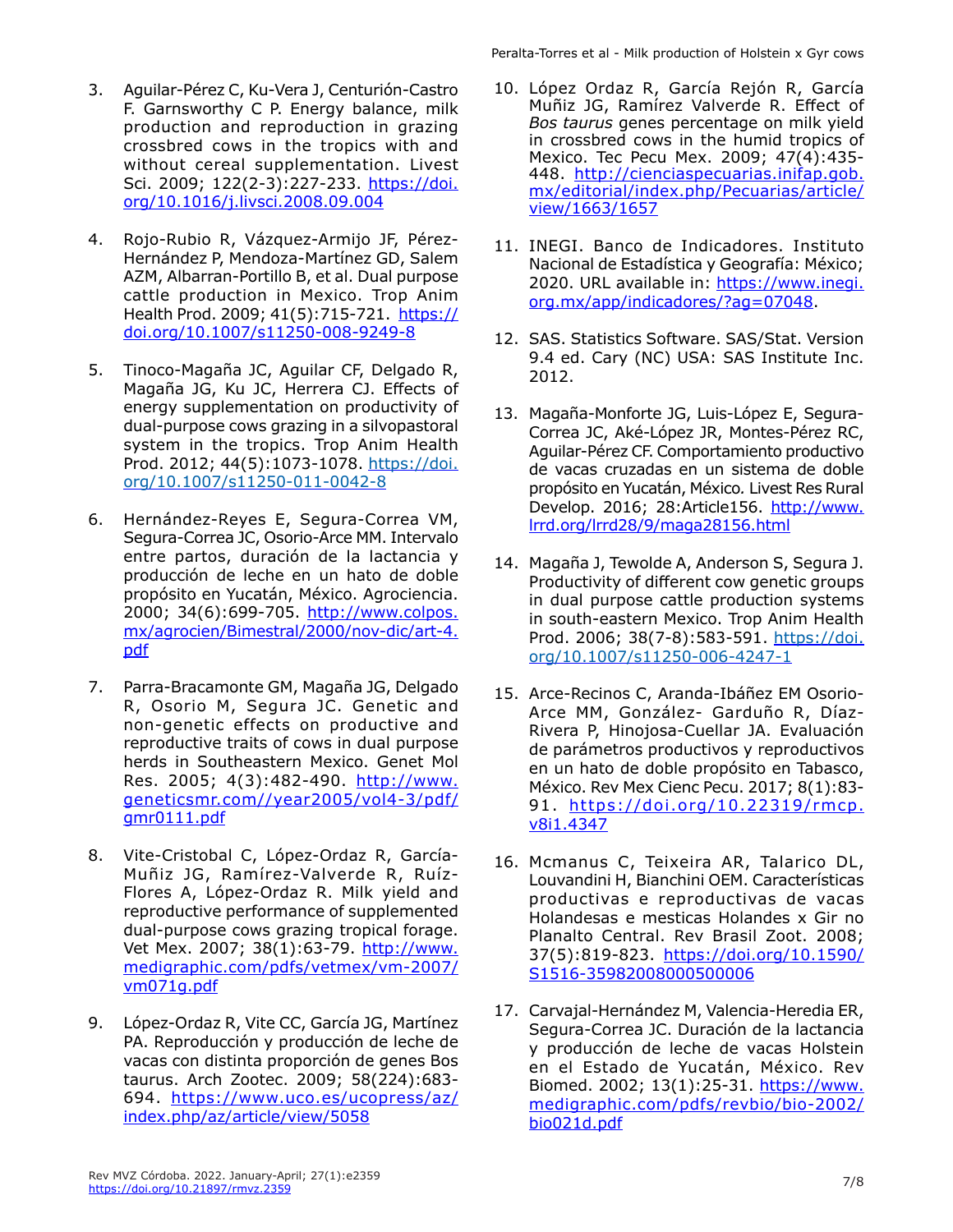3. Aguilar-Pérez C, Ku-Vera J, Centurión-Castro F. Garnsworthy C P. Energy balance, milk production and reproduction in grazing crossbred cows in the tropics with and without cereal supplementation. Livest Sci. 2009; 122(2-3):227-233. https://doi.org/10.1016/j.livsci.2008.09.004

4. Rojo-Rubio R, Vázquez-Armijo JF, Pérez-Hernández P, Mendoza-Martínez GD, Salem AZM, Albarran-Portillo B, et al. Dual purpose cattle production in Mexico. Trop Anim Health Prod. 2009; 41(5):715-721. https://doi.org/10.1007/s11250-008-9249-8

5. Tinoco-Magaña JC, Aguilar CF, Delgado R, Magaña JG, Ku JC, Herrera CJ. Effects of energy supplementation on productivity of dual-purpose cows grazing in a silvopastoral system in the tropics. Trop Anim Health Prod. 2012; 44(5):1073-1078. https://doi.org/10.1007/s11250-011-0042-8

6. Hernández-Reyes E, Segura-Correa VM, Segura-Correa JC, Osorio-Arce MM. Intervalo entre partos, duración de la lactancia y producción de leche en un hato de doble propósito en Yucatán, México. Agrociencia. 2000; 34(6):699-705. http://www.colpos.mx/agrocien/Bimestral/2000/nov-dic/art-4.pdf

7. Parra-Bracamonte GM, Magaña JG, Delgado R, Osorio M, Segura JC. Genetic and non-genetic effects on productive and reproductive traits of cows in dual purpose herds in Southeastern Mexico. Genet Mol Res. 2005; 4(3):482-490. http://www.geneticsmr.com//year2005/vol4-3/pdf/gmr0111.pdf

8. Vite-Cristobal C, López-Ordaz R, García-Muñiz JG, Ramírez-Valverde R, Ruíz-Flores A, López-Ordaz R. Milk yield and reproductive performance of supplemented dual-purpose cows grazing tropical forage. Vet Mex. 2007; 38(1):63-79. http://www.medigraphic.com/pdfs/vetmex/vm-2007/vm071g.pdf

9. López-Ordaz R, Vite CC, García JG, Martínez PA. Reproducción y producción de leche de vacas con distinta proporción de genes Bos taurus. Arch Zootec. 2009; 58(224):683-694. https://www.uco.es/ucopress/az/index.php/az/article/view/5058

10. López Ordaz R, García Rejón R, García Muñiz JG, Ramírez Valverde R. Effect of *Bos taurus* genes percentage on milk yield in crossbred cows in the humid tropics of Mexico. Tec Pecu Mex. 2009; 47(4):435-448. http://cienciaspecuarias.inifap.gob.mx/editorial/index.php/Pecuarias/article/view/1663/1657

11. INEGI. Banco de Indicadores. Instituto Nacional de Estadística y Geografía: México; 2020. URL available in: https://www.inegi.org.mx/app/indicadores/?ag=07048.

12. SAS. Statistics Software. SAS/Stat. Version 9.4 ed. Cary (NC) USA: SAS Institute Inc. 2012.

13. Magaña-Monforte JG, Luis-López E, Segura-Correa JC, Aké-López JR, Montes-Pérez RC, Aguilar-Pérez CF. Comportamiento productivo de vacas cruzadas en un sistema de doble propósito en Yucatán, México*.* Livest Res Rural Develop. 2016; 28:Article156. http://www.lrrd.org/lrrd28/9/maga28156.html

14. Magaña J, Tewolde A, Anderson S, Segura J. Productivity of different cow genetic groups in dual purpose cattle production systems in south-eastern Mexico. Trop Anim Health Prod. 2006; 38(7-8):583-591. https://doi.org/10.1007/s11250-006-4247-1

15. Arce-Recinos C, Aranda-Ibáñez EM Osorio-Arce MM, González- Garduño R, Díaz-Rivera P, Hinojosa-Cuellar JA. Evaluación de parámetros productivos y reproductivos en un hato de doble propósito en Tabasco, México. Rev Mex Cienc Pecu. 2017; 8(1):83-91. https://doi.org/10.22319/rmcp.v8i1.4347

16. Mcmanus C, Teixeira AR, Talarico DL, Louvandini H, Bianchini OEM. Características productivas e reprodutivas de vacas Holandesas e mesticas Holandes x Gir no Planalto Central. Rev Brasil Zoot. 2008; 37(5):819-823. https://doi.org/10.1590/S1516-35982008000500006

17. Carvajal-Hernández M, Valencia-Heredia ER, Segura-Correa JC. Duración de la lactancia y producción de leche de vacas Holstein en el Estado de Yucatán, México. Rev Biomed. 2002; 13(1):25-31. https://www.medigraphic.com/pdfs/revbio/bio-2002/bio021d.pdf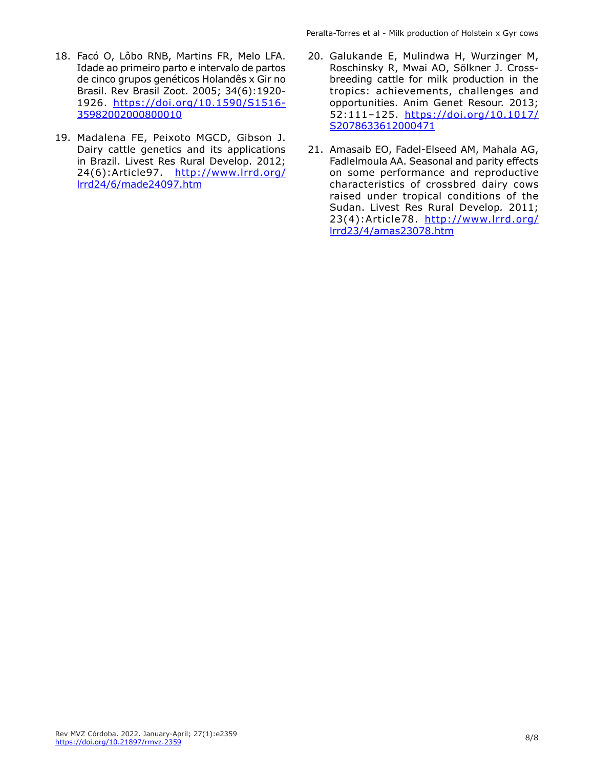18. Facó O, Lôbo RNB, Martins FR, Melo LFA. Idade ao primeiro parto e intervalo de partos de cinco grupos genéticos Holandês x Gir no Brasil. Rev Brasil Zoot. 2005; 34(6):1920-1926. https://doi.org/10.1590/S1516-35982002000800010

19. Madalena FE, Peixoto MGCD, Gibson J. Dairy cattle genetics and its applications in Brazil. Livest Res Rural Develop. 2012; 24(6):Article97. http://www.lrrd.org/lrrd24/6/made24097.htm

20. Galukande E, Mulindwa H, Wurzinger M, Roschinsky R, Mwai AO, Sölkner J. Cross-breeding cattle for milk production in the tropics: achievements, challenges and opportunities. Anim Genet Resour. 2013; 52:111–125. https://doi.org/10.1017/S2078633612000471

21. Amasaib EO, Fadel-Elseed AM, Mahala AG, Fadlelmoula AA. Seasonal and parity effects on some performance and reproductive characteristics of crossbred dairy cows raised under tropical conditions of the Sudan. Livest Res Rural Develop. 2011; 23(4):Article78. http://www.lrrd.org/lrrd23/4/amas23078.htm